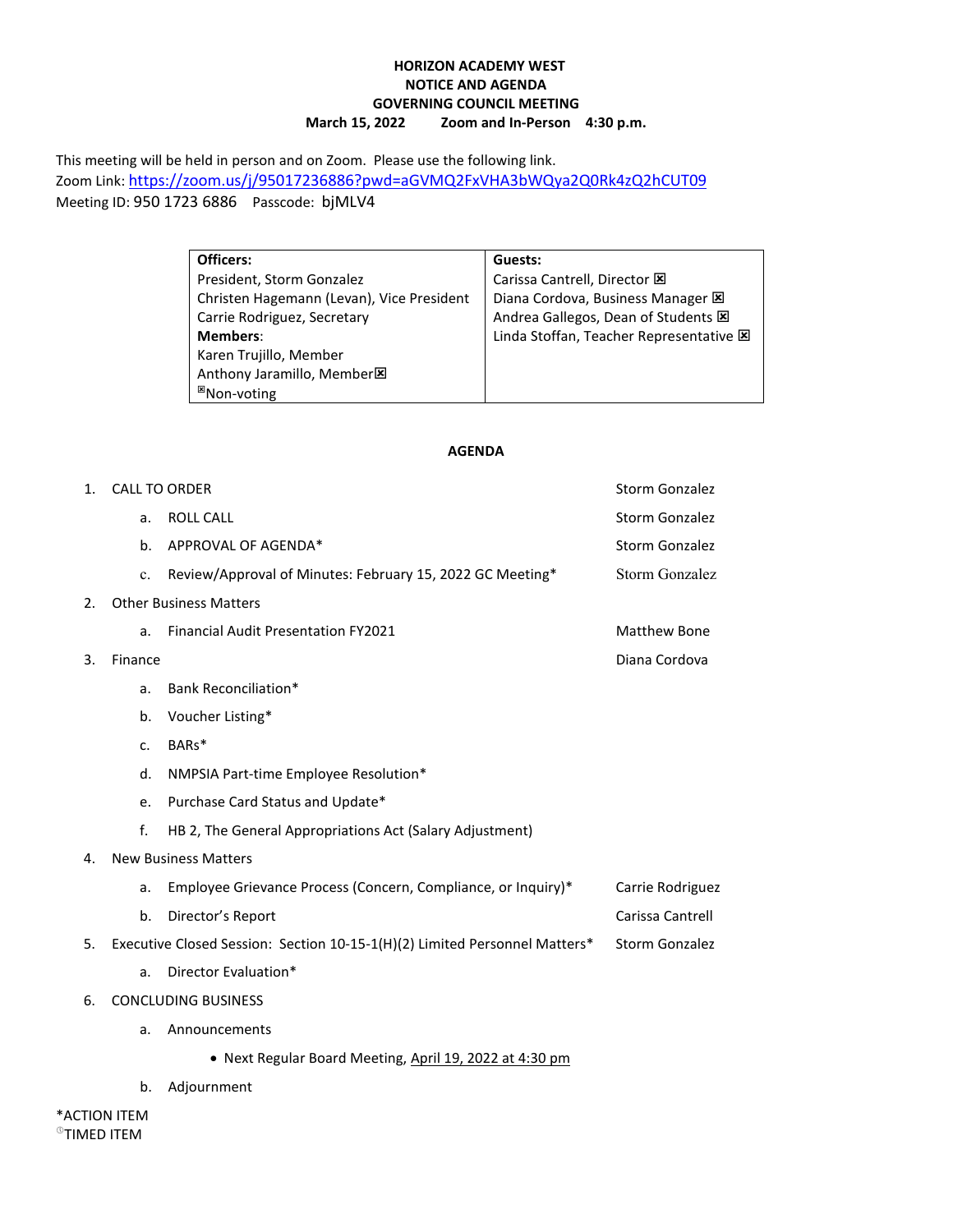# HORIZON ACADEMY WEST
## NOTICE AND AGENDA
## GOVERNING COUNCIL MEETING
**March 15, 2022 Zoom and In-Person 4:30 p.m.**

This meeting will be held in person and on Zoom. Please use the following link.
Zoom Link: https://zoom.us/j/95017236886?pwd=aGVMQ2FxVHA3bWQya2Q0Rk4zQ2hCUT09
Meeting ID: 950 1723 6886 Passcode: bjMLV4

| **Officers:** | **Guests:** |
|---|---|
| President, Storm Gonzalez | Carissa Cantrell, Director ☒ |
| Christen Hagemann (Levan), Vice President | Diana Cordova, Business Manager ☒ |
| Carrie Rodriguez, Secretary | Andrea Gallegos, Dean of Students ☒ |
| **Members**: | Linda Stoffan, Teacher Representative ☒ |
| Karen Trujillo, Member | |
| Anthony Jaramillo, Member☒ | |
| ☒Non-voting | |

### AGENDA

1. CALL TO ORDER — Storm Gonzalez
   a. ROLL CALL — Storm Gonzalez
   b. APPROVAL OF AGENDA* — Storm Gonzalez
   c. Review/Approval of Minutes: February 15, 2022 GC Meeting* — Storm Gonzalez
2. Other Business Matters
   a. Financial Audit Presentation FY2021 — Matthew Bone
3. Finance — Diana Cordova
   a. Bank Reconciliation*
   b. Voucher Listing*
   c. BARs*
   d. NMPSIA Part-time Employee Resolution*
   e. Purchase Card Status and Update*
   f. HB 2, The General Appropriations Act (Salary Adjustment)
4. New Business Matters
   a. Employee Grievance Process (Concern, Compliance, or Inquiry)* — Carrie Rodriguez
   b. Director's Report — Carissa Cantrell
5. Executive Closed Session: Section 10-15-1(H)(2) Limited Personnel Matters* — Storm Gonzalez
   a. Director Evaluation*
6. CONCLUDING BUSINESS
   a. Announcements
      - Next Regular Board Meeting, April 19, 2022 at 4:30 pm
   b. Adjournment

*ACTION ITEM
ⓘTIMED ITEM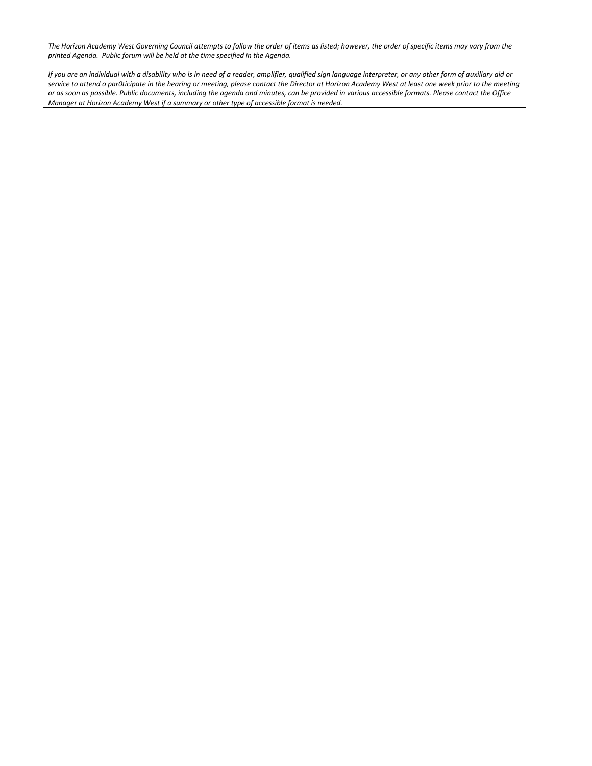*The Horizon Academy West Governing Council attempts to follow the order of items as listed; however, the order of specific items may vary from the printed Agenda. Public forum will be held at the time specified in the Agenda.*

*If you are an individual with a disability who is in need of a reader, amplifier, qualified sign language interpreter, or any other form of auxiliary aid or service to attend o par0ticipate in the hearing or meeting, please contact the Director at Horizon Academy West at least one week prior to the meeting or as soon as possible. Public documents, including the agenda and minutes, can be provided in various accessible formats. Please contact the Office Manager at Horizon Academy West if a summary or other type of accessible format is needed.*